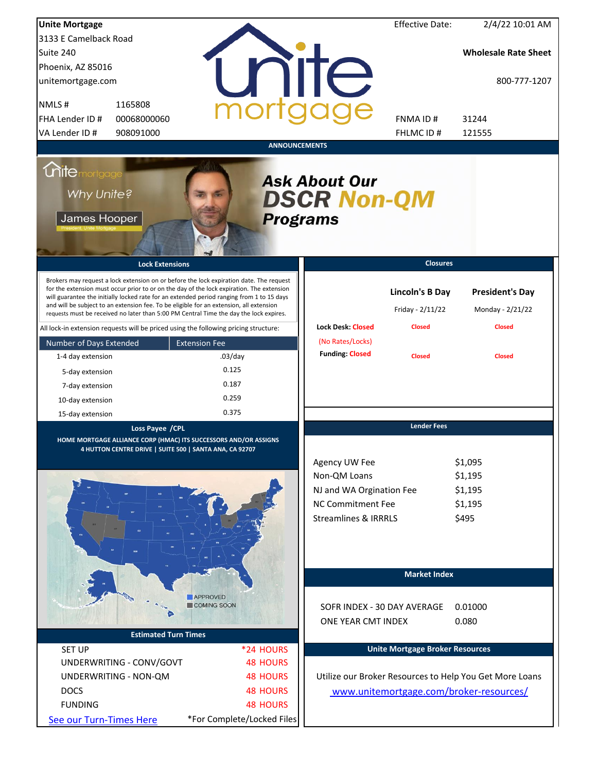**Unite Mortgage**
3133 E Camelback Road
Suite 240
Phoenix, AZ 85016
unitemortgage.com

| | |
|---|---|
| NMLS # | 1165808 |
| FHA Lender ID # | 00068000060 |
| VA Lender ID # | 908091000 |

Effective Date: 2/4/22 10:01 AM

**Wholesale Rate Sheet**

800-777-1207

| | |
|---|---|
| FNMA ID # | 31244 |
| FHLMC ID # | 121555 |

## ANNOUNCEMENTS

unite mortgage — Why Unite? — James Hooper, President, Unite Mortgage

***Ask About Our DSCR Non-QM Programs***

## Lock Extensions

Brokers may request a lock extension on or before the lock expiration date. The request for the extension must occur prior to or on the day of the lock expiration. The extension will guarantee the initially locked rate for an extended period ranging from 1 to 15 days and will be subject to an extension fee. To be eligible for an extension, all extension requests must be received no later than 5:00 PM Central Time the day the lock expires.

All lock-in extension requests will be priced using the following pricing structure:

| Number of Days Extended | Extension Fee |
|---|---|
| 1-4 day extension | .03/day |
| 5-day extension | 0.125 |
| 7-day extension | 0.187 |
| 10-day extension | 0.259 |
| 15-day extension | 0.375 |

## Closures

| | Lincoln's B Day | President's Day |
|---|---|---|
| | Friday - 2/11/22 | Monday - 2/21/22 |
| Lock Desk: Closed (No Rates/Locks) | Closed | Closed |
| Funding: Closed | Closed | Closed |

## Loss Payee /CPL

HOME MORTGAGE ALLIANCE CORP (HMAC) ITS SUCCESSORS AND/OR ASSIGNS
4 HUTTON CENTRE DRIVE | SUITE 500 | SANTA ANA, CA 92707

APPROVED
COMING SOON

## Lender Fees

| | |
|---|---|
| Agency UW Fee | $1,095 |
| Non-QM Loans | $1,195 |
| NJ and WA Orgination Fee | $1,195 |
| NC Commitment Fee | $1,195 |
| Streamlines & IRRRLS | $495 |

## Market Index

| | |
|---|---|
| SOFR INDEX - 30 DAY AVERAGE | 0.01000 |
| ONE YEAR CMT INDEX | 0.080 |

## Estimated Turn Times

| | |
|---|---|
| SET UP | *24 HOURS |
| UNDERWRITING - CONV/GOVT | 48 HOURS |
| UNDERWRITING - NON-QM | 48 HOURS |
| DOCS | 48 HOURS |
| FUNDING | 48 HOURS |

See our Turn-Times Here

*For Complete/Locked Files

## Unite Mortgage Broker Resources

Utilize our Broker Resources to Help You Get More Loans

www.unitemortgage.com/broker-resources/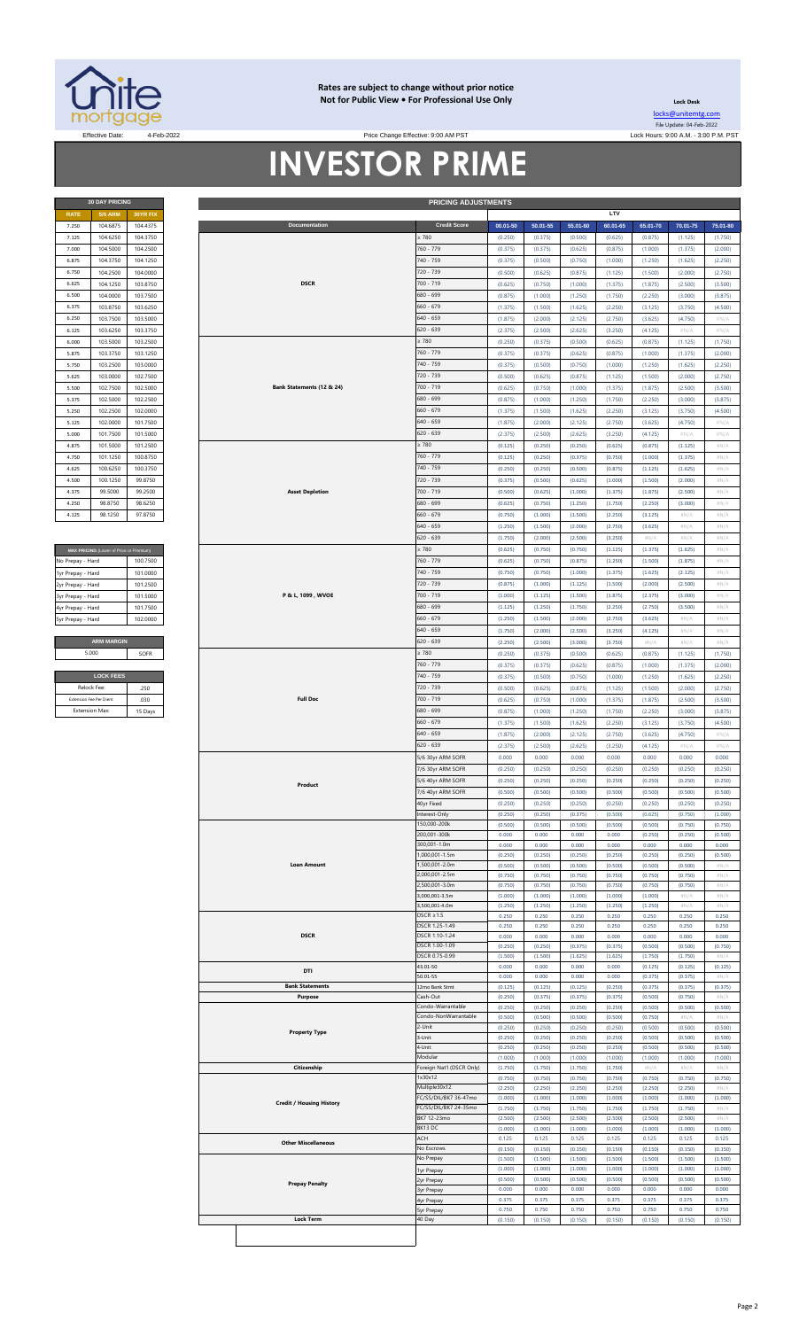**Rates are subject to change without prior notice**
**Not for Public View • For Professional Use Only**

**Lock Desk**

locks@unitemtg.com

File Update: 04-Feb-2022

Effective Date: 4-Feb-2022

Price Change Effective: 9:00 AM PST

Lock Hours: 9:00 A.M. - 3:00 P.M. PST

# INVESTOR PRIME

| 30 DAY PRICING | | |
|---|---|---|
| RATE | 5/6 ARM | 30YR FIX |
| 7.250 | 104.6875 | 104.4375 |
| 7.125 | 104.6250 | 104.3750 |
| 7.000 | 104.5000 | 104.2500 |
| 6.875 | 104.3750 | 104.1250 |
| 6.750 | 104.2500 | 104.0000 |
| 6.625 | 104.1250 | 103.8750 |
| 6.500 | 104.0000 | 103.7500 |
| 6.375 | 103.8750 | 103.6250 |
| 6.250 | 103.7500 | 103.5000 |
| 6.125 | 103.6250 | 103.3750 |
| 6.000 | 103.5000 | 103.2500 |
| 5.875 | 103.3750 | 103.1250 |
| 5.750 | 103.2500 | 103.0000 |
| 5.625 | 103.0000 | 102.7500 |
| 5.500 | 102.7500 | 102.5000 |
| 5.375 | 102.5000 | 102.2500 |
| 5.250 | 102.2500 | 102.0000 |
| 5.125 | 102.0000 | 101.7500 |
| 5.000 | 101.7500 | 101.5000 |
| 4.875 | 101.5000 | 101.2500 |
| 4.750 | 101.1250 | 100.8750 |
| 4.625 | 100.6250 | 100.3750 |
| 4.500 | 100.1250 | 99.8750 |
| 4.375 | 99.5000 | 99.2500 |
| 4.250 | 98.8750 | 98.6250 |
| 4.125 | 98.1250 | 97.8750 |

| MAX PRICING (Lower of Price or Premium) | |
|---|---|
| No Prepay - Hard | 100.7500 |
| 1yr Prepay - Hard | 101.0000 |
| 2yr Prepay - Hard | 101.2500 |
| 3yr Prepay - Hard | 101.5000 |
| 4yr Prepay - Hard | 101.7500 |
| 5yr Prepay - Hard | 102.0000 |

| ARM MARGIN | |
|---|---|
| 5.000 | SOFR |

| LOCK FEES | |
|---|---|
| Relock Fee: | .250 |
| Extension Fee Per Diem: | .030 |
| Extension Max: | 15 Days |

| PRICING ADJUSTMENTS | | | | | | | | | |
|---|---|---|---|---|---|---|---|---|---|
| | | LTV | | | | | | | |
| Documentation | Credit Score | 00.01-50 | 50.01-55 | 55.01-60 | 60.01-65 | 65.01-70 | 70.01-75 | 75.01-80 |
| DSCR | ≥ 780 | (0.250) | (0.375) | (0.500) | (0.625) | (0.875) | (1.125) | (1.750) |
| | 760 - 779 | (0.375) | (0.375) | (0.625) | (0.875) | (1.000) | (1.375) | (2.000) |
| | 740 - 759 | (0.375) | (0.500) | (0.750) | (1.000) | (1.250) | (1.625) | (2.250) |
| | 720 - 739 | (0.500) | (0.625) | (0.875) | (1.125) | (1.500) | (2.000) | (2.750) |
| | 700 - 719 | (0.625) | (0.750) | (1.000) | (1.375) | (1.875) | (2.500) | (3.500) |
| | 680 - 699 | (0.875) | (1.000) | (1.250) | (1.750) | (2.250) | (3.000) | (3.875) |
| | 660 - 679 | (1.375) | (1.500) | (1.625) | (2.250) | (3.125) | (3.750) | (4.500) |
| | 640 - 659 | (1.875) | (2.000) | (2.125) | (2.750) | (3.625) | (4.750) | #N/A |
| | 620 - 639 | (2.375) | (2.500) | (2.625) | (3.250) | (4.125) | #N/A | #N/A |
| Bank Statements (12 & 24) | ≥ 780 | (0.250) | (0.375) | (0.500) | (0.625) | (0.875) | (1.125) | (1.750) |
| | 760 - 779 | (0.375) | (0.375) | (0.625) | (0.875) | (1.000) | (1.375) | (2.000) |
| | 740 - 759 | (0.375) | (0.500) | (0.750) | (1.000) | (1.250) | (1.625) | (2.250) |
| | 720 - 739 | (0.500) | (0.625) | (0.875) | (1.125) | (1.500) | (2.000) | (2.750) |
| | 700 - 719 | (0.625) | (0.750) | (1.000) | (1.375) | (1.875) | (2.500) | (3.500) |
| | 680 - 699 | (0.875) | (1.000) | (1.250) | (1.750) | (2.250) | (3.000) | (3.875) |
| | 660 - 679 | (1.375) | (1.500) | (1.625) | (2.250) | (3.125) | (3.750) | (4.500) |
| | 640 - 659 | (1.875) | (2.000) | (2.125) | (2.750) | (3.625) | (4.750) | #N/A |
| | 620 - 639 | (2.375) | (2.500) | (2.625) | (3.250) | (4.125) | #N/A | #N/A |
| Asset Depletion | ≥ 780 | (0.125) | (0.250) | (0.250) | (0.625) | (0.875) | (1.125) | #N/A |
| | 760 - 779 | (0.125) | (0.250) | (0.375) | (0.750) | (1.000) | (1.375) | #N/A |
| | 740 - 759 | (0.250) | (0.250) | (0.500) | (0.875) | (1.125) | (1.625) | #N/A |
| | 720 - 739 | (0.375) | (0.500) | (0.625) | (1.000) | (1.500) | (2.000) | #N/A |
| | 700 - 719 | (0.500) | (0.625) | (1.000) | (1.375) | (1.875) | (2.500) | #N/A |
| | 680 - 699 | (0.625) | (0.750) | (1.250) | (1.750) | (2.250) | (3.000) | #N/A |
| | 660 - 679 | (0.750) | (1.000) | (1.500) | (2.250) | (3.125) | #N/A | #N/A |
| | 640 - 659 | (1.250) | (1.500) | (2.000) | (2.750) | (3.625) | #N/A | #N/A |
| | 620 - 639 | (1.750) | (2.000) | (2.500) | (3.250) | #N/A | #N/A | #N/A |
| P & L, 1099 , WVOE | ≥ 780 | (0.625) | (0.750) | (0.750) | (1.125) | (1.375) | (1.625) | #N/A |
| | 760 - 779 | (0.625) | (0.750) | (0.875) | (1.250) | (1.500) | (1.875) | #N/A |
| | 740 - 759 | (0.750) | (0.750) | (1.000) | (1.375) | (1.625) | (2.125) | #N/A |
| | 720 - 739 | (0.875) | (1.000) | (1.125) | (1.500) | (2.000) | (2.500) | #N/A |
| | 700 - 719 | (1.000) | (1.125) | (1.500) | (1.875) | (2.375) | (3.000) | #N/A |
| | 680 - 699 | (1.125) | (1.250) | (1.750) | (2.250) | (2.750) | (3.500) | #N/A |
| | 660 - 679 | (1.250) | (1.500) | (2.000) | (2.750) | (3.625) | #N/A | #N/A |
| | 640 - 659 | (1.750) | (2.000) | (2.500) | (3.250) | (4.125) | #N/A | #N/A |
| | 620 - 639 | (2.250) | (2.500) | (3.000) | (3.750) | #N/A | #N/A | #N/A |
| Full Doc | ≥ 780 | (0.250) | (0.375) | (0.500) | (0.625) | (0.875) | (1.125) | (1.750) |
| | 760 - 779 | (0.375) | (0.375) | (0.625) | (0.875) | (1.000) | (1.375) | (2.000) |
| | 740 - 759 | (0.375) | (0.500) | (0.750) | (1.000) | (1.250) | (1.625) | (2.250) |
| | 720 - 739 | (0.500) | (0.625) | (0.875) | (1.125) | (1.500) | (2.000) | (2.750) |
| | 700 - 719 | (0.625) | (0.750) | (1.000) | (1.375) | (1.875) | (2.500) | (3.500) |
| | 680 - 699 | (0.875) | (1.000) | (1.250) | (1.750) | (2.250) | (3.000) | (3.875) |
| | 660 - 679 | (1.375) | (1.500) | (1.625) | (2.250) | (3.125) | (3.750) | (4.500) |
| | 640 - 659 | (1.875) | (2.000) | (2.125) | (2.750) | (3.625) | (4.750) | #N/A |
| | 620 - 639 | (2.375) | (2.500) | (2.625) | (3.250) | (4.125) | #N/A | #N/A |
| Product | 5/6 30yr ARM SOFR | 0.000 | 0.000 | 0.000 | 0.000 | 0.000 | 0.000 | 0.000 |
| | 7/6 30yr ARM SOFR | (0.250) | (0.250) | (0.250) | (0.250) | (0.250) | (0.250) | (0.250) |
| | 5/6 40yr ARM SOFR | (0.250) | (0.250) | (0.250) | (0.250) | (0.250) | (0.250) | (0.250) |
| | 7/6 40yr ARM SOFR | (0.500) | (0.500) | (0.500) | (0.500) | (0.500) | (0.500) | (0.500) |
| | 40yr Fixed | (0.250) | (0.250) | (0.250) | (0.250) | (0.250) | (0.250) | (0.250) |
| | Interest-Only | (0.250) | (0.250) | (0.375) | (0.500) | (0.625) | (0.750) | (1.000) |
| Loan Amount | 150,000-200k | (0.500) | (0.500) | (0.500) | (0.500) | (0.500) | (0.750) | (0.750) |
| | 200,001-300k | 0.000 | 0.000 | 0.000 | 0.000 | (0.250) | (0.250) | (0.500) |
| | 300,001-1.0m | 0.000 | 0.000 | 0.000 | 0.000 | 0.000 | 0.000 | 0.000 |
| | 1,000,001-1.5m | (0.250) | (0.250) | (0.250) | (0.250) | (0.250) | (0.250) | (0.500) |
| | 1,500,001-2.0m | (0.500) | (0.500) | (0.500) | (0.500) | (0.500) | (0.500) | #N/A |
| | 2,000,001-2.5m | (0.750) | (0.750) | (0.750) | (0.750) | (0.750) | (0.750) | #N/A |
| | 2,500,001-3.0m | (0.750) | (0.750) | (0.750) | (0.750) | (0.750) | (0.750) | #N/A |
| | 3,000,001-3.5m | (1.000) | (1.000) | (1.000) | (1.000) | (1.000) | #N/A | #N/A |
| | 3,500,001-4.0m | (1.250) | (1.250) | (1.250) | (1.250) | (1.250) | #N/A | #N/A |
| DSCR | DSCR ≥1.5 | 0.250 | 0.250 | 0.250 | 0.250 | 0.250 | 0.250 | 0.250 |
| | DSCR 1.25-1.49 | 0.250 | 0.250 | 0.250 | 0.250 | 0.250 | 0.250 | 0.250 |
| | DSCR 1.10-1.24 | 0.000 | 0.000 | 0.000 | 0.000 | 0.000 | 0.000 | 0.000 |
| | DSCR 1.00-1.09 | (0.250) | (0.250) | (0.375) | (0.375) | (0.500) | (0.500) | (0.750) |
| | DSCR 0.75-0.99 | (1.500) | (1.500) | (1.625) | (1.625) | (1.750) | (1.750) | #N/A |
| DTI | 43.01-50 | 0.000 | 0.000 | 0.000 | 0.000 | (0.125) | (0.125) | (0.125) |
| | 50.01-55 | 0.000 | 0.000 | 0.000 | 0.000 | (0.375) | (0.375) | #N/A |
| Bank Statements | 12mo Bank Stmt | (0.125) | (0.125) | (0.125) | (0.250) | (0.375) | (0.375) | (0.375) |
| Purpose | Cash-Out | (0.250) | (0.375) | (0.375) | (0.375) | (0.500) | (0.750) | #N/A |
| Property Type | Condo-Warrantable | (0.250) | (0.250) | (0.250) | (0.250) | (0.500) | (0.500) | (0.500) |
| | Condo-NonWarrantable | (0.500) | (0.500) | (0.500) | (0.500) | (0.750) | #N/A | #N/A |
| | 2-Unit | (0.250) | (0.250) | (0.250) | (0.250) | (0.500) | (0.500) | (0.500) |
| | 3-Unit | (0.250) | (0.250) | (0.250) | (0.250) | (0.500) | (0.500) | (0.500) |
| | 4-Unit | (0.250) | (0.250) | (0.250) | (0.250) | (0.500) | (0.500) | (0.500) |
| | Modular | (1.000) | (1.000) | (1.000) | (1.000) | (1.000) | (1.000) | (1.000) |
| Citizenship | Foreign Nat'l (DSCR Only) | (1.750) | (1.750) | (1.750) | (1.750) | #N/A | #N/A | #N/A |
| Credit / Housing History | 1x30x12 | (0.750) | (0.750) | (0.750) | (0.750) | (0.750) | (0.750) | (0.750) |
| | Multiple30x12 | (2.250) | (2.250) | (2.250) | (2.250) | (2.250) | (2.250) | #N/A |
| | FC/SS/DIL/BK7 36-47mo | (1.000) | (1.000) | (1.000) | (1.000) | (1.000) | (1.000) | (1.000) |
| | FC/SS/DIL/BK7 24-35mo | (1.750) | (1.750) | (1.750) | (1.750) | (1.750) | (1.750) | #N/A |
| | BK7 12-23mo | (2.500) | (2.500) | (2.500) | (2.500) | (2.500) | (2.500) | #N/A |
| | BK13 DC | (1.000) | (1.000) | (1.000) | (1.000) | (1.000) | (1.000) | (1.000) |
| Other Miscellaneous | ACH | 0.125 | 0.125 | 0.125 | 0.125 | 0.125 | 0.125 | 0.125 |
| | No Escrows | (0.150) | (0.150) | (0.150) | (0.150) | (0.150) | (0.150) | (0.150) |
| Prepay Penalty | No Prepay | (1.500) | (1.500) | (1.500) | (1.500) | (1.500) | (1.500) | (1.500) |
| | 1yr Prepay | (1.000) | (1.000) | (1.000) | (1.000) | (1.000) | (1.000) | (1.000) |
| | 2yr Prepay | (0.500) | (0.500) | (0.500) | (0.500) | (0.500) | (0.500) | (0.500) |
| | 3yr Prepay | 0.000 | 0.000 | 0.000 | 0.000 | 0.000 | 0.000 | 0.000 |
| | 4yr Prepay | 0.375 | 0.375 | 0.375 | 0.375 | 0.375 | 0.375 | 0.375 |
| | 5yr Prepay | 0.750 | 0.750 | 0.750 | 0.750 | 0.750 | 0.750 | 0.750 |
| Lock Term | 40 Day | (0.150) | (0.150) | (0.150) | (0.150) | (0.150) | (0.150) | (0.150) |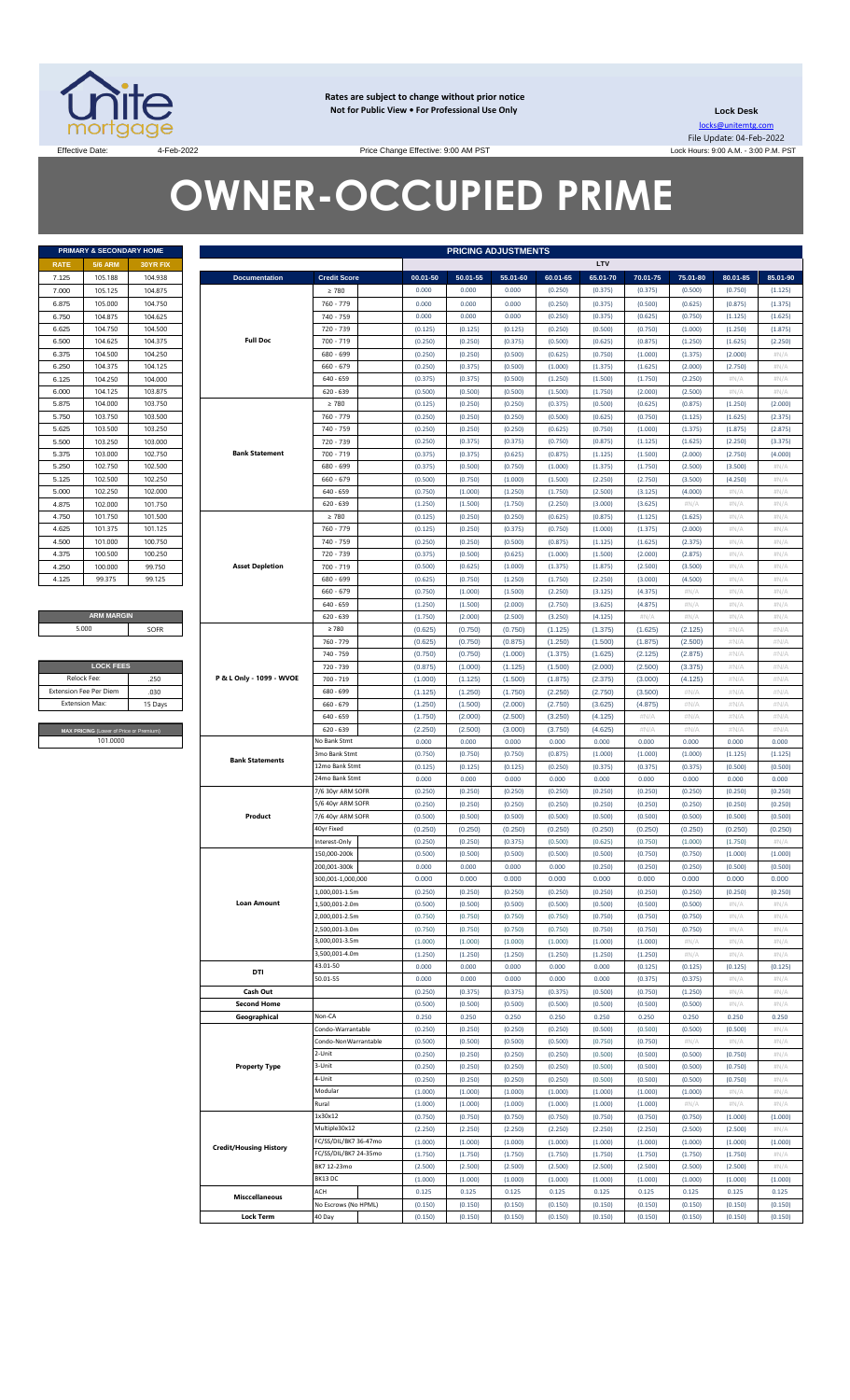**Rates are subject to change without prior notice**
**Not for Public View • For Professional Use Only**

**Lock Desk**
locks@unitemtg.com
File Update: 04-Feb-2022

Effective Date: 4-Feb-2022 | Price Change Effective: 9:00 AM PST | Lock Hours: 9:00 A.M. - 3:00 P.M. PST

# OWNER-OCCUPIED PRIME

| PRIMARY & SECONDARY HOME | | |
|---|---|---|
| RATE | 5/6 ARM | 30YR FIX |
| 7.125 | 105.188 | 104.938 |
| 7.000 | 105.125 | 104.875 |
| 6.875 | 105.000 | 104.750 |
| 6.750 | 104.875 | 104.625 |
| 6.625 | 104.750 | 104.500 |
| 6.500 | 104.625 | 104.375 |
| 6.375 | 104.500 | 104.250 |
| 6.250 | 104.375 | 104.125 |
| 6.125 | 104.250 | 104.000 |
| 6.000 | 104.125 | 103.875 |
| 5.875 | 104.000 | 103.750 |
| 5.750 | 103.750 | 103.500 |
| 5.625 | 103.500 | 103.250 |
| 5.500 | 103.250 | 103.000 |
| 5.375 | 103.000 | 102.750 |
| 5.250 | 102.750 | 102.500 |
| 5.125 | 102.500 | 102.250 |
| 5.000 | 102.250 | 102.000 |
| 4.875 | 102.000 | 101.750 |
| 4.750 | 101.750 | 101.500 |
| 4.625 | 101.375 | 101.125 |
| 4.500 | 101.000 | 100.750 |
| 4.375 | 100.500 | 100.250 |
| 4.250 | 100.000 | 99.750 |
| 4.125 | 99.375 | 99.125 |

| ARM MARGIN | |
|---|---|
| 5.000 | SOFR |

| LOCK FEES | |
|---|---|
| Relock Fee: | .250 |
| Extension Fee Per Diem | .030 |
| Extension Max: | 15 Days |

| MAX PRICING (Lower of Price or Premium) |
|---|
| 101.0000 |

| PRICING ADJUSTMENTS | | | | | | | | | | |
|---|---|---|---|---|---|---|---|---|---|---|
| | | LTV | | | | | | | | |
| Documentation | Credit Score | 00.01-50 | 50.01-55 | 55.01-60 | 60.01-65 | 65.01-70 | 70.01-75 | 75.01-80 | 80.01-85 | 85.01-90 |
| Full Doc | ≥ 780 | 0.000 | 0.000 | 0.000 | (0.250) | (0.375) | (0.375) | (0.500) | (0.750) | (1.125) |
| | 760 - 779 | 0.000 | 0.000 | 0.000 | (0.250) | (0.375) | (0.500) | (0.625) | (0.875) | (1.375) |
| | 740 - 759 | 0.000 | 0.000 | 0.000 | (0.250) | (0.375) | (0.625) | (0.750) | (1.125) | (1.625) |
| | 720 - 739 | (0.125) | (0.125) | (0.125) | (0.250) | (0.500) | (0.750) | (1.000) | (1.250) | (1.875) |
| | 700 - 719 | (0.250) | (0.250) | (0.250) | (0.375) | (0.500) | (0.625) | (0.875) | (1.250) | (1.625) | (2.250) |
| | 680 - 699 | (0.250) | (0.250) | (0.500) | (0.625) | (0.750) | (1.000) | (1.375) | (2.000) | #N/A |
| | 660 - 679 | (0.250) | (0.375) | (0.500) | (1.000) | (1.375) | (1.625) | (2.000) | (2.750) | #N/A |
| | 640 - 659 | (0.375) | (0.375) | (0.500) | (1.250) | (1.500) | (1.750) | (2.250) | #N/A | #N/A |
| | 620 - 639 | (0.500) | (0.500) | (0.500) | (1.500) | (1.750) | (2.000) | (2.500) | #N/A | #N/A |
| Bank Statement | ≥ 780 | (0.125) | (0.250) | (0.250) | (0.375) | (0.500) | (0.625) | (0.875) | (1.250) | (2.000) |
| | 760 - 779 | (0.250) | (0.250) | (0.250) | (0.500) | (0.625) | (0.750) | (1.125) | (1.625) | (2.375) |
| | 740 - 759 | (0.250) | (0.250) | (0.250) | (0.625) | (0.750) | (1.000) | (1.375) | (1.875) | (2.875) |
| | 720 - 739 | (0.250) | (0.375) | (0.375) | (0.750) | (0.875) | (1.125) | (1.625) | (2.250) | (3.375) |
| | 700 - 719 | (0.375) | (0.375) | (0.625) | (0.875) | (1.125) | (1.500) | (2.000) | (2.750) | (4.000) |
| | 680 - 699 | (0.375) | (0.500) | (0.750) | (1.000) | (1.375) | (1.750) | (2.500) | (3.500) | #N/A |
| | 660 - 679 | (0.500) | (0.750) | (1.000) | (1.500) | (2.250) | (2.750) | (3.500) | (4.250) | #N/A |
| | 640 - 659 | (0.750) | (1.000) | (1.250) | (1.750) | (2.500) | (3.125) | (4.000) | #N/A | #N/A |
| | 620 - 639 | (1.250) | (1.500) | (1.750) | (2.250) | (3.000) | (3.625) | #N/A | #N/A | #N/A |
| Asset Depletion | ≥ 780 | (0.125) | (0.250) | (0.250) | (0.625) | (0.875) | (1.125) | (1.625) | #N/A | #N/A |
| | 760 - 779 | (0.125) | (0.250) | (0.375) | (0.750) | (1.000) | (1.375) | (2.000) | #N/A | #N/A |
| | 740 - 759 | (0.250) | (0.250) | (0.500) | (0.875) | (1.125) | (1.625) | (2.375) | #N/A | #N/A |
| | 720 - 739 | (0.375) | (0.500) | (0.625) | (1.000) | (1.500) | (2.000) | (2.875) | #N/A | #N/A |
| | 700 - 719 | (0.500) | (0.625) | (1.000) | (1.375) | (1.875) | (2.500) | (3.500) | #N/A | #N/A |
| | 680 - 699 | (0.625) | (0.750) | (1.250) | (1.750) | (2.250) | (3.000) | (4.500) | #N/A | #N/A |
| | 660 - 679 | (0.750) | (1.000) | (1.500) | (2.250) | (3.125) | (4.375) | #N/A | #N/A | #N/A |
| | 640 - 659 | (1.250) | (1.500) | (2.000) | (2.750) | (3.625) | (4.875) | #N/A | #N/A | #N/A |
| | 620 - 639 | (1.750) | (2.000) | (2.500) | (3.250) | (4.125) | #N/A | #N/A | #N/A | #N/A |
| P & L Only - 1099 - WVOE | ≥ 780 | (0.625) | (0.750) | (0.750) | (1.125) | (1.375) | (1.625) | (2.125) | #N/A | #N/A |
| | 760 - 779 | (0.625) | (0.750) | (0.875) | (1.250) | (1.500) | (1.875) | (2.500) | #N/A | #N/A |
| | 740 - 759 | (0.750) | (0.750) | (1.000) | (1.375) | (1.625) | (2.125) | (2.875) | #N/A | #N/A |
| | 720 - 739 | (0.875) | (1.000) | (1.125) | (1.500) | (2.000) | (2.500) | (3.375) | #N/A | #N/A |
| | 700 - 719 | (1.000) | (1.125) | (1.500) | (1.875) | (2.375) | (3.000) | (4.125) | #N/A | #N/A |
| | 680 - 699 | (1.125) | (1.250) | (1.750) | (2.250) | (2.750) | (3.500) | #N/A | #N/A | #N/A |
| | 660 - 679 | (1.250) | (1.500) | (2.000) | (2.750) | (3.625) | (4.875) | #N/A | #N/A | #N/A |
| | 640 - 659 | (1.750) | (2.000) | (2.500) | (3.250) | (4.125) | #N/A | #N/A | #N/A | #N/A |
| | 620 - 639 | (2.250) | (2.500) | (3.000) | (3.750) | (4.625) | #N/A | #N/A | #N/A | #N/A |
| Bank Statements | No Bank Stmt | 0.000 | 0.000 | 0.000 | 0.000 | 0.000 | 0.000 | 0.000 | 0.000 | 0.000 |
| | 3mo Bank Stmt | (0.750) | (0.750) | (0.750) | (0.875) | (1.000) | (1.000) | (1.000) | (1.125) | (1.125) |
| | 12mo Bank Stmt | (0.125) | (0.125) | (0.125) | (0.250) | (0.375) | (0.375) | (0.375) | (0.500) | (0.500) |
| | 24mo Bank Stmt | 0.000 | 0.000 | 0.000 | 0.000 | 0.000 | 0.000 | 0.000 | 0.000 | 0.000 |
| Product | 7/6 30yr ARM SOFR | (0.250) | (0.250) | (0.250) | (0.250) | (0.250) | (0.250) | (0.250) | (0.250) | (0.250) |
| | 5/6 40yr ARM SOFR | (0.250) | (0.250) | (0.250) | (0.250) | (0.250) | (0.250) | (0.250) | (0.250) | (0.250) |
| | 7/6 40yr ARM SOFR | (0.500) | (0.500) | (0.500) | (0.500) | (0.500) | (0.500) | (0.500) | (0.500) | (0.500) |
| | 40yr Fixed | (0.250) | (0.250) | (0.250) | (0.250) | (0.250) | (0.250) | (0.250) | (0.250) | (0.250) |
| | Interest-Only | (0.250) | (0.250) | (0.375) | (0.500) | (0.625) | (0.750) | (1.000) | (1.750) | #N/A |
| Loan Amount | 150,000-200k | (0.500) | (0.500) | (0.500) | (0.500) | (0.500) | (0.750) | (0.750) | (1.000) | (1.000) |
| | 200,001-300k | 0.000 | 0.000 | 0.000 | 0.000 | (0.250) | (0.250) | (0.250) | (0.500) | (0.500) |
| | 300,001-1,000,000 | 0.000 | 0.000 | 0.000 | 0.000 | 0.000 | 0.000 | 0.000 | 0.000 | 0.000 |
| | 1,000,001-1.5m | (0.250) | (0.250) | (0.250) | (0.250) | (0.250) | (0.250) | (0.250) | (0.250) | (0.250) |
| | 1,500,001-2.0m | (0.500) | (0.500) | (0.500) | (0.500) | (0.500) | (0.500) | (0.500) | #N/A | #N/A |
| | 2,000,001-2.5m | (0.750) | (0.750) | (0.750) | (0.750) | (0.750) | (0.750) | (0.750) | #N/A | #N/A |
| | 2,500,001-3.0m | (0.750) | (0.750) | (0.750) | (0.750) | (0.750) | (0.750) | (0.750) | #N/A | #N/A |
| | 3,000,001-3.5m | (1.000) | (1.000) | (1.000) | (1.000) | (1.000) | (1.000) | #N/A | #N/A | #N/A |
| | 3,500,001-4.0m | (1.250) | (1.250) | (1.250) | (1.250) | (1.250) | (1.250) | #N/A | #N/A | #N/A |
| DTI | 43.01-50 | 0.000 | 0.000 | 0.000 | 0.000 | 0.000 | (0.125) | (0.125) | (0.125) | (0.125) |
| | 50.01-55 | 0.000 | 0.000 | 0.000 | 0.000 | 0.000 | (0.375) | (0.375) | #N/A | #N/A |
| Cash Out | | (0.250) | (0.375) | (0.375) | (0.375) | (0.500) | (0.750) | (1.250) | #N/A | #N/A |
| Second Home | | (0.500) | (0.500) | (0.500) | (0.500) | (0.500) | (0.500) | (0.500) | #N/A | #N/A |
| Geographical | Non-CA | 0.250 | 0.250 | 0.250 | 0.250 | 0.250 | 0.250 | 0.250 | 0.250 | 0.250 |
| Property Type | Condo-Warrantable | (0.250) | (0.250) | (0.250) | (0.250) | (0.500) | (0.500) | (0.500) | (0.500) | #N/A |
| | Condo-NonWarrantable | (0.500) | (0.500) | (0.500) | (0.500) | (0.750) | (0.750) | #N/A | #N/A | #N/A |
| | 2-Unit | (0.250) | (0.250) | (0.250) | (0.250) | (0.500) | (0.500) | (0.500) | (0.750) | #N/A |
| | 3-Unit | (0.250) | (0.250) | (0.250) | (0.250) | (0.500) | (0.500) | (0.500) | (0.750) | #N/A |
| | 4-Unit | (0.250) | (0.250) | (0.250) | (0.250) | (0.500) | (0.500) | (0.500) | (0.750) | #N/A |
| | Modular | (1.000) | (1.000) | (1.000) | (1.000) | (1.000) | (1.000) | (1.000) | #N/A | #N/A |
| | Rural | (1.000) | (1.000) | (1.000) | (1.000) | (1.000) | (1.000) | #N/A | #N/A | #N/A |
| Credit/Housing History | 1x30x12 | (0.750) | (0.750) | (0.750) | (0.750) | (0.750) | (0.750) | (0.750) | (1.000) | (1.000) |
| | Multiple30x12 | (2.250) | (2.250) | (2.250) | (2.250) | (2.250) | (2.250) | (2.500) | (2.500) | #N/A |
| | FC/SS/DIL/BK7 36-47mo | (1.000) | (1.000) | (1.000) | (1.000) | (1.000) | (1.000) | (1.000) | (1.000) | (1.000) |
| | FC/SS/DIL/BK7 24-35mo | (1.750) | (1.750) | (1.750) | (1.750) | (1.750) | (1.750) | (1.750) | (1.750) | #N/A |
| | BK7 12-23mo | (2.500) | (2.500) | (2.500) | (2.500) | (2.500) | (2.500) | (2.500) | (2.500) | #N/A |
| | BK13 DC | (1.000) | (1.000) | (1.000) | (1.000) | (1.000) | (1.000) | (1.000) | (1.000) | (1.000) |
| Misccellaneous | ACH | 0.125 | 0.125 | 0.125 | 0.125 | 0.125 | 0.125 | 0.125 | 0.125 | 0.125 |
| | No Escrows (No HPML) | (0.150) | (0.150) | (0.150) | (0.150) | (0.150) | (0.150) | (0.150) | (0.150) | (0.150) |
| Lock Term | 40 Day | (0.150) | (0.150) | (0.150) | (0.150) | (0.150) | (0.150) | (0.150) | (0.150) | (0.150) |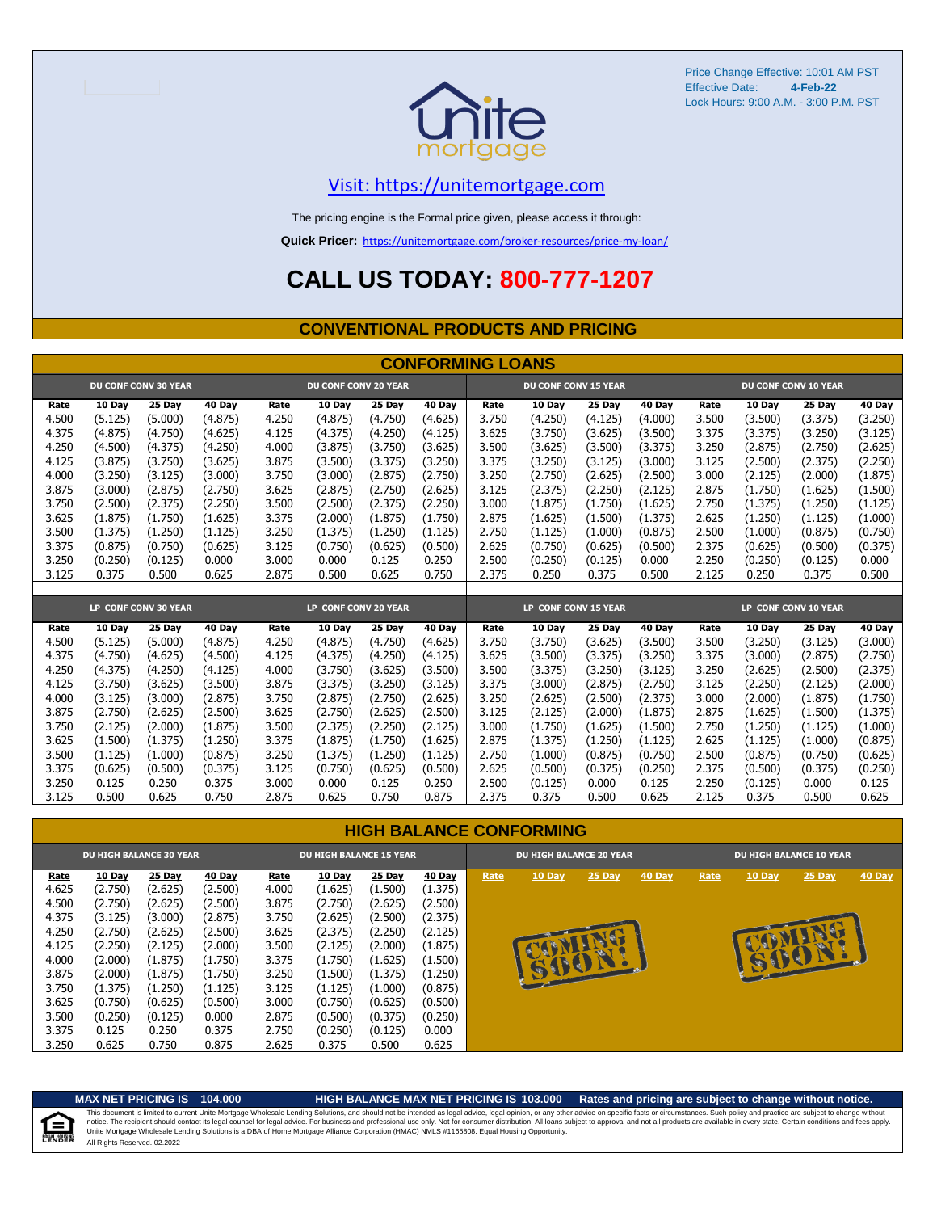Price Change Effective: 10:01 AM PST
Effective Date: **4-Feb-22**
Lock Hours: 9:00 A.M. - 3:00 P.M. PST

unite mortgage

Visit: https://unitemortgage.com

The pricing engine is the Formal price given, please access it through:

**Quick Pricer:** https://unitemortgage.com/broker-resources/price-my-loan/

# CALL US TODAY: 800-777-1207

## CONVENTIONAL PRODUCTS AND PRICING

### CONFORMING LOANS

| DU CONF CONV 30 YEAR | | | | DU CONF CONV 20 YEAR | | | | DU CONF CONV 15 YEAR | | | | DU CONF CONV 10 YEAR | | | |
|---|---|---|---|---|---|---|---|---|---|---|---|---|---|---|---|
| Rate | 10 Day | 25 Day | 40 Day | Rate | 10 Day | 25 Day | 40 Day | Rate | 10 Day | 25 Day | 40 Day | Rate | 10 Day | 25 Day | 40 Day |
| 4.500 | (5.125) | (5.000) | (4.875) | 4.250 | (4.875) | (4.750) | (4.625) | 3.750 | (4.250) | (4.125) | (4.000) | 3.500 | (3.500) | (3.375) | (3.250) |
| 4.375 | (4.875) | (4.750) | (4.625) | 4.125 | (4.375) | (4.250) | (4.125) | 3.625 | (3.750) | (3.625) | (3.500) | 3.375 | (3.375) | (3.250) | (3.125) |
| 4.250 | (4.500) | (4.375) | (4.250) | 4.000 | (3.875) | (3.750) | (3.625) | 3.500 | (3.625) | (3.500) | (3.375) | 3.250 | (2.875) | (2.750) | (2.625) |
| 4.125 | (3.875) | (3.750) | (3.625) | 3.875 | (3.500) | (3.375) | (3.250) | 3.375 | (3.250) | (3.125) | (3.000) | 3.125 | (2.500) | (2.375) | (2.250) |
| 4.000 | (3.250) | (3.125) | (3.000) | 3.750 | (3.000) | (2.875) | (2.750) | 3.250 | (2.750) | (2.625) | (2.500) | 3.000 | (2.125) | (2.000) | (1.875) |
| 3.875 | (3.000) | (2.875) | (2.750) | 3.625 | (2.875) | (2.750) | (2.625) | 3.125 | (2.375) | (2.250) | (2.125) | 2.875 | (1.750) | (1.625) | (1.500) |
| 3.750 | (2.500) | (2.375) | (2.250) | 3.500 | (2.500) | (2.375) | (2.250) | 3.000 | (1.875) | (1.750) | (1.625) | 2.750 | (1.375) | (1.250) | (1.125) |
| 3.625 | (1.875) | (1.750) | (1.625) | 3.375 | (2.000) | (1.875) | (1.750) | 2.875 | (1.625) | (1.500) | (1.375) | 2.625 | (1.250) | (1.125) | (1.000) |
| 3.500 | (1.375) | (1.250) | (1.125) | 3.250 | (1.375) | (1.250) | (1.125) | 2.750 | (1.125) | (1.000) | (0.875) | 2.500 | (1.000) | (0.875) | (0.750) |
| 3.375 | (0.875) | (0.750) | (0.625) | 3.125 | (0.750) | (0.625) | (0.500) | 2.625 | (0.750) | (0.625) | (0.500) | 2.375 | (0.625) | (0.500) | (0.375) |
| 3.250 | (0.250) | (0.125) | 0.000 | 3.000 | 0.000 | 0.125 | 0.250 | 2.500 | (0.250) | (0.125) | 0.000 | 2.250 | (0.250) | (0.125) | 0.000 |
| 3.125 | 0.375 | 0.500 | 0.625 | 2.875 | 0.500 | 0.625 | 0.750 | 2.375 | 0.250 | 0.375 | 0.500 | 2.125 | 0.250 | 0.375 | 0.500 |

| LP CONF CONV 30 YEAR | | | | LP CONF CONV 20 YEAR | | | | LP CONF CONV 15 YEAR | | | | LP CONF CONV 10 YEAR | | | |
|---|---|---|---|---|---|---|---|---|---|---|---|---|---|---|---|
| Rate | 10 Day | 25 Day | 40 Day | Rate | 10 Day | 25 Day | 40 Day | Rate | 10 Day | 25 Day | 40 Day | Rate | 10 Day | 25 Day | 40 Day |
| 4.500 | (5.125) | (5.000) | (4.875) | 4.250 | (4.875) | (4.750) | (4.625) | 3.750 | (3.750) | (3.625) | (3.500) | 3.500 | (3.250) | (3.125) | (3.000) |
| 4.375 | (4.750) | (4.625) | (4.500) | 4.125 | (4.375) | (4.250) | (4.125) | 3.625 | (3.500) | (3.375) | (3.250) | 3.375 | (3.000) | (2.875) | (2.750) |
| 4.250 | (4.375) | (4.250) | (4.125) | 4.000 | (3.750) | (3.625) | (3.500) | 3.500 | (3.375) | (3.250) | (3.125) | 3.250 | (2.625) | (2.500) | (2.375) |
| 4.125 | (3.750) | (3.625) | (3.500) | 3.875 | (3.375) | (3.250) | (3.125) | 3.375 | (3.000) | (2.875) | (2.750) | 3.125 | (2.250) | (2.125) | (2.000) |
| 4.000 | (3.125) | (3.000) | (2.875) | 3.750 | (2.875) | (2.750) | (2.625) | 3.250 | (2.625) | (2.500) | (2.375) | 3.000 | (2.000) | (1.875) | (1.750) |
| 3.875 | (2.750) | (2.625) | (2.500) | 3.625 | (2.750) | (2.625) | (2.500) | 3.125 | (2.125) | (2.000) | (1.875) | 2.875 | (1.625) | (1.500) | (1.375) |
| 3.750 | (2.125) | (2.000) | (1.875) | 3.500 | (2.375) | (2.250) | (2.125) | 3.000 | (1.750) | (1.625) | (1.500) | 2.750 | (1.250) | (1.125) | (1.000) |
| 3.625 | (1.500) | (1.375) | (1.250) | 3.375 | (1.875) | (1.750) | (1.625) | 2.875 | (1.375) | (1.250) | (1.125) | 2.625 | (1.125) | (1.000) | (0.875) |
| 3.500 | (1.125) | (1.000) | (0.875) | 3.250 | (1.375) | (1.250) | (1.125) | 2.750 | (1.000) | (0.875) | (0.750) | 2.500 | (0.875) | (0.750) | (0.625) |
| 3.375 | (0.625) | (0.500) | (0.375) | 3.125 | (0.750) | (0.625) | (0.500) | 2.625 | (0.500) | (0.375) | (0.250) | 2.375 | (0.500) | (0.375) | (0.250) |
| 3.250 | 0.125 | 0.250 | 0.375 | 3.000 | 0.000 | 0.125 | 0.250 | 2.500 | (0.125) | 0.000 | 0.125 | 2.250 | (0.125) | 0.000 | 0.125 |
| 3.125 | 0.500 | 0.625 | 0.750 | 2.875 | 0.625 | 0.750 | 0.875 | 2.375 | 0.375 | 0.500 | 0.625 | 2.125 | 0.375 | 0.500 | 0.625 |

### HIGH BALANCE CONFORMING

| DU HIGH BALANCE 30 YEAR | | | | DU HIGH BALANCE 15 YEAR | | | | DU HIGH BALANCE 20 YEAR | | | | DU HIGH BALANCE 10 YEAR | | | |
|---|---|---|---|---|---|---|---|---|---|---|---|---|---|---|---|
| Rate | 10 Day | 25 Day | 40 Day | Rate | 10 Day | 25 Day | 40 Day | Rate | 10 Day | 25 Day | 40 Day | Rate | 10 Day | 25 Day | 40 Day |
| 4.625 | (2.750) | (2.625) | (2.500) | 4.000 | (1.625) | (1.500) | (1.375) | COMING SOON! | | | | COMING SOON! | | | |
| 4.500 | (2.750) | (2.625) | (2.500) | 3.875 | (2.750) | (2.625) | (2.500) | | | | | | | | |
| 4.375 | (3.125) | (3.000) | (2.875) | 3.750 | (2.625) | (2.500) | (2.375) | | | | | | | | |
| 4.250 | (2.750) | (2.625) | (2.500) | 3.625 | (2.375) | (2.250) | (2.125) | | | | | | | | |
| 4.125 | (2.250) | (2.125) | (2.000) | 3.500 | (2.125) | (2.000) | (1.875) | | | | | | | | |
| 4.000 | (2.000) | (1.875) | (1.750) | 3.375 | (1.750) | (1.625) | (1.500) | | | | | | | | |
| 3.875 | (2.000) | (1.875) | (1.750) | 3.250 | (1.500) | (1.375) | (1.250) | | | | | | | | |
| 3.750 | (1.375) | (1.250) | (1.125) | 3.125 | (1.125) | (1.000) | (0.875) | | | | | | | | |
| 3.625 | (0.750) | (0.625) | (0.500) | 3.000 | (0.750) | (0.625) | (0.500) | | | | | | | | |
| 3.500 | (0.250) | (0.125) | 0.000 | 2.875 | (0.500) | (0.375) | (0.250) | | | | | | | | |
| 3.375 | 0.125 | 0.250 | 0.375 | 2.750 | (0.250) | (0.125) | 0.000 | | | | | | | | |
| 3.250 | 0.625 | 0.750 | 0.875 | 2.625 | 0.375 | 0.500 | 0.625 | | | | | | | | |

**MAX NET PRICING IS 104.000** **HIGH BALANCE MAX NET PRICING IS 103.000** **Rates and pricing are subject to change without notice.**

This document is limited to current Unite Mortgage Wholesale Lending Solutions, and should not be intended as legal advice, legal opinion, or any other advice on specific facts or circumstances. Such policy and practice are subject to change without notice. The recipient should contact its legal counsel for legal advice. For business and professional use only. Not for consumer distribution. All loans subject to approval and not all products are available in every state. Certain conditions and fees apply. Unite Mortgage Wholesale Lending Solutions is a DBA of Home Mortgage Alliance Corporation (HMAC) NMLS #1165808. Equal Housing Opportunity.
All Rights Reserved. 02.2022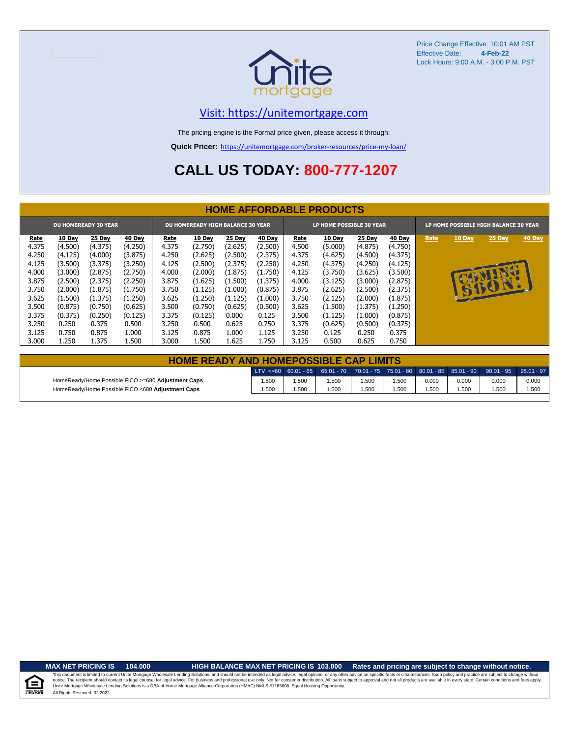Price Change Effective: 10:01 AM PST
Effective Date: **4-Feb-22**
Lock Hours: 9:00 A.M. - 3:00 P.M. PST

unite mortgage

[Visit: https://unitemortgage.com](https://unitemortgage.com)

The pricing engine is the Formal price given, please access it through:

**Quick Pricer:** https://unitemortgage.com/broker-resources/price-my-loan/

# CALL US TODAY: 800-777-1207

## HOME AFFORDABLE PRODUCTS

| DU HOMEREADY 30 YEAR | | | | DU HOMEREADY HIGH BALANCE 30 YEAR | | | | LP HOME POSSIBLE 30 YEAR | | | | LP HOME POSSIBLE HIGH BALANCE 30 YEAR | | | |
|---|---|---|---|---|---|---|---|---|---|---|---|---|---|---|---|
| Rate | 10 Day | 25 Day | 40 Day | Rate | 10 Day | 25 Day | 40 Day | Rate | 10 Day | 25 Day | 40 Day | Rate | 10 Day | 25 Day | 40 Day |
| 4.375 | (4.500) | (4.375) | (4.250) | 4.375 | (2.750) | (2.625) | (2.500) | 4.500 | (5.000) | (4.875) | (4.750) | COMING SOON! | | | |
| 4.250 | (4.125) | (4.000) | (3.875) | 4.250 | (2.625) | (2.500) | (2.375) | 4.375 | (4.625) | (4.500) | (4.375) | | | | |
| 4.125 | (3.500) | (3.375) | (3.250) | 4.125 | (2.500) | (2.375) | (2.250) | 4.250 | (4.375) | (4.250) | (4.125) | | | | |
| 4.000 | (3.000) | (2.875) | (2.750) | 4.000 | (2.000) | (1.875) | (1.750) | 4.125 | (3.750) | (3.625) | (3.500) | | | | |
| 3.875 | (2.500) | (2.375) | (2.250) | 3.875 | (1.625) | (1.500) | (1.375) | 4.000 | (3.125) | (3.000) | (2.875) | | | | |
| 3.750 | (2.000) | (1.875) | (1.750) | 3.750 | (1.125) | (1.000) | (0.875) | 3.875 | (2.625) | (2.500) | (2.375) | | | | |
| 3.625 | (1.500) | (1.375) | (1.250) | 3.625 | (1.250) | (1.125) | (1.000) | 3.750 | (2.125) | (2.000) | (1.875) | | | | |
| 3.500 | (0.875) | (0.750) | (0.625) | 3.500 | (0.750) | (0.625) | (0.500) | 3.625 | (1.500) | (1.375) | (1.250) | | | | |
| 3.375 | (0.375) | (0.250) | (0.125) | 3.375 | (0.125) | 0.000 | 0.125 | 3.500 | (1.125) | (1.000) | (0.875) | | | | |
| 3.250 | 0.250 | 0.375 | 0.500 | 3.250 | 0.500 | 0.625 | 0.750 | 3.375 | (0.625) | (0.500) | (0.375) | | | | |
| 3.125 | 0.750 | 0.875 | 1.000 | 3.125 | 0.875 | 1.000 | 1.125 | 3.250 | 0.125 | 0.250 | 0.375 | | | | |
| 3.000 | 1.250 | 1.375 | 1.500 | 3.000 | 1.500 | 1.625 | 1.750 | 3.125 | 0.500 | 0.625 | 0.750 | | | | |

## HOME READY AND HOMEPOSSIBLE CAP LIMITS

| | LTV <=60 | 60.01 - 65 | 65.01 - 70 | 70.01 - 75 | 75.01 - 80 | 80.01 - 85 | 85.01 - 90 | 90.01 - 95 | 95.01 - 97 |
|---|---|---|---|---|---|---|---|---|---|
| HomeReady/Home Possible FICO >=680 **Adjustment Caps** | 1.500 | 1.500 | 1.500 | 1.500 | 1.500 | 0.000 | 0.000 | 0.000 | 0.000 |
| HomeReady/Home Possible FICO <680 **Adjustment Caps** | 1.500 | 1.500 | 1.500 | 1.500 | 1.500 | 1.500 | 1.500 | 1.500 | 1.500 |

**MAX NET PRICING IS 104.000** **HIGH BALANCE MAX NET PRICING IS 103.000** **Rates and pricing are subject to change without notice.**

This document is limited to current Unite Mortgage Wholesale Lending Solutions, and should not be intended as legal advice, legal opinion, or any other advice on specific facts or circumstances. Such policy and practice are subject to change without notice. The recipient should contact its legal counsel for legal advice. For business and professional use only. Not for consumer distribution. All loans subject to approval and not all products are available in every state. Certain conditions and fees apply. Unite Mortgage Wholesale Lending Solutions is a DBA of Home Mortgage Alliance Corporation (HMAC) NMLS #1165808. Equal Housing Opportunity.
All Rights Reserved. 02.2022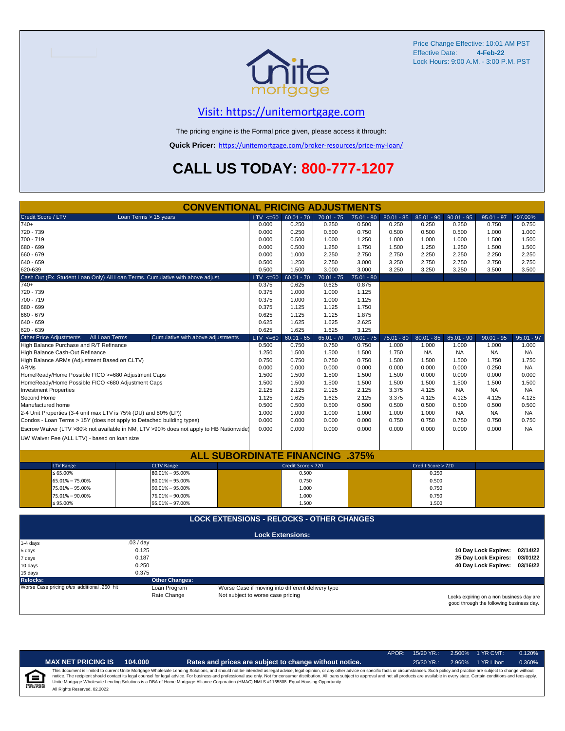Price Change Effective: 10:01 AM PST
Effective Date: **4-Feb-22**
Lock Hours: 9:00 A.M. - 3:00 P.M. PST

## Visit: https://unitemortgage.com

The pricing engine is the Formal price given, please access it through:

**Quick Pricer:** https://unitemortgage.com/broker-resources/price-my-loan/

# CALL US TODAY: 800-777-1207

## CONVENTIONAL PRICING ADJUSTMENTS

| Credit Score / LTV — Loan Terms > 15 years | LTV <=60 | 60.01 - 70 | 70.01 - 75 | 75.01 - 80 | 80.01 - 85 | 85.01 - 90 | 90.01 - 95 | 95.01 - 97 | >97.00% |
|---|---|---|---|---|---|---|---|---|---|
| 740+ | 0.000 | 0.250 | 0.250 | 0.500 | 0.250 | 0.250 | 0.250 | 0.750 | 0.750 |
| 720 - 739 | 0.000 | 0.250 | 0.500 | 0.750 | 0.500 | 0.500 | 0.500 | 1.000 | 1.000 |
| 700 - 719 | 0.000 | 0.500 | 1.000 | 1.250 | 1.000 | 1.000 | 1.000 | 1.500 | 1.500 |
| 680 - 699 | 0.000 | 0.500 | 1.250 | 1.750 | 1.500 | 1.250 | 1.250 | 1.500 | 1.500 |
| 660 - 679 | 0.000 | 1.000 | 2.250 | 2.750 | 2.750 | 2.250 | 2.250 | 2.250 | 2.250 |
| 640 - 659 | 0.500 | 1.250 | 2.750 | 3.000 | 3.250 | 2.750 | 2.750 | 2.750 | 2.750 |
| 620-639 | 0.500 | 1.500 | 3.000 | 3.000 | 3.250 | 3.250 | 3.250 | 3.500 | 3.500 |

| Cash Out (Ex. Student Loan Only) All Loan Terms. Cumulative with above adjust. | LTV <=60 | 60.01 - 70 | 70.01 - 75 | 75.01 - 80 |
|---|---|---|---|---|
| 740+ | 0.375 | 0.625 | 0.625 | 0.875 |
| 720 - 739 | 0.375 | 1.000 | 1.000 | 1.125 |
| 700 - 719 | 0.375 | 1.000 | 1.000 | 1.125 |
| 680 - 699 | 0.375 | 1.125 | 1.125 | 1.750 |
| 660 - 679 | 0.625 | 1.125 | 1.125 | 1.875 |
| 640 - 659 | 0.625 | 1.625 | 1.625 | 2.625 |
| 620 - 639 | 0.625 | 1.625 | 1.625 | 3.125 |

| Other Price Adjustments — All Loan Terms — Cumulative with above adjustments | LTV <=60 | 60.01 - 65 | 65.01 - 70 | 70.01 - 75 | 75.01 - 80 | 80.01 - 85 | 85.01 - 90 | 90.01 - 95 | 95.01 - 97 |
|---|---|---|---|---|---|---|---|---|---|
| High Balance Purchase and R/T Refinance | 0.500 | 0.750 | 0.750 | 0.750 | 1.000 | 1.000 | 1.000 | 1.000 | 1.000 |
| High Balance Cash-Out Refinance | 1.250 | 1.500 | 1.500 | 1.500 | 1.750 | NA | NA | NA | NA |
| High Balance ARMs (Adjustment Based on CLTV) | 0.750 | 0.750 | 0.750 | 0.750 | 1.500 | 1.500 | 1.500 | 1.750 | 1.750 |
| ARMs | 0.000 | 0.000 | 0.000 | 0.000 | 0.000 | 0.000 | 0.000 | 0.250 | NA |
| HomeReady/Home Possible FICO >=680 Adjustment Caps | 1.500 | 1.500 | 1.500 | 1.500 | 1.500 | 0.000 | 0.000 | 0.000 | 0.000 |
| HomeReady/Home Possible FICO <680 Adjustment Caps | 1.500 | 1.500 | 1.500 | 1.500 | 1.500 | 1.500 | 1.500 | 1.500 | 1.500 |
| Investment Properties | 2.125 | 2.125 | 2.125 | 2.125 | 3.375 | 4.125 | NA | NA | NA |
| Second Home | 1.125 | 1.625 | 1.625 | 2.125 | 3.375 | 4.125 | 4.125 | 4.125 | 4.125 |
| Manufactured home | 0.500 | 0.500 | 0.500 | 0.500 | 0.500 | 0.500 | 0.500 | 0.500 | 0.500 |
| 2-4 Unit Properties (3-4 unit max LTV is 75% (DU) and 80% (LP)) | 1.000 | 1.000 | 1.000 | 1.000 | 1.000 | 1.000 | NA | NA | NA |
| Condos - Loan Terms > 15Y (does not apply to Detached building types) | 0.000 | 0.000 | 0.000 | 0.000 | 0.750 | 0.750 | 0.750 | 0.750 | 0.750 |
| Escrow Waiver (LTV >80% not available in NM, LTV >90% does not apply to HB Nationwide) | 0.000 | 0.000 | 0.000 | 0.000 | 0.000 | 0.000 | 0.000 | 0.000 | NA |
| UW Waiver Fee (ALL LTV) - based on loan size | | | | | | | | | |

## ALL SUBORDINATE FINANCING .375%

| LTV Range | CLTV Range | Credit Score < 720 | Credit Score > 720 |
|---|---|---|---|
| ≤ 65.00% | 80.01% – 95.00% | 0.500 | 0.250 |
| 65.01% – 75.00% | 80.01% – 95.00% | 0.750 | 0.500 |
| 75.01% – 95.00% | 90.01% – 95.00% | 1.000 | 0.750 |
| 75.01% – 90.00% | 76.01% – 90.00% | 1.000 | 0.750 |
| ≤ 95.00% | 95.01% – 97.00% | 1.500 | 1.500 |

## LOCK EXTENSIONS - RELOCKS - OTHER CHANGES

### Lock Extensions:

| Days | Cost |
|---|---|
| 1-4 days | .03 / day |
| 5 days | 0.125 |
| 7 days | 0.187 |
| 10 days | 0.250 |
| 15 days | 0.375 |

**10 Day Lock Expires:** 02/14/22
**25 Day Lock Expires:** 03/01/22
**40 Day Lock Expires:** 03/16/22

**Relocks:**
Worse Case pricing *plus* additional .250 hit

**Other Changes:**

| | |
|---|---|
| Loan Program | Worse Case if moving into different delivery type |
| Rate Change | Not subject to worse case pricing |

Locks expiring on a non business day are good through the following business day.

**MAX NET PRICING IS 104.000** — **Rates and prices are subject to change without notice.**

| APOR: | 15/20 YR.: | 2.500% | 1 YR CMT: | 0.120% |
|---|---|---|---|---|
| | 25/30 YR.: | 2.960% | 1 YR Libor: | 0.360% |

This document is limited to current Unite Mortgage Wholesale Lending Solutions, and should not be intended as legal advice, legal opinion, or any other advice on specific facts or circumstances. Such policy and practice are subject to change without notice. The recipient should contact its legal counsel for legal advice. For business and professional use only. Not for consumer distribution. All loans subject to approval and not all products are available in every state. Certain conditions and fees apply. Unite Mortgage Wholesale Lending Solutions is a DBA of Home Mortgage Alliance Corporation (HMAC) NMLS #1165808. Equal Housing Opportunity.

All Rights Reserved. 02.2022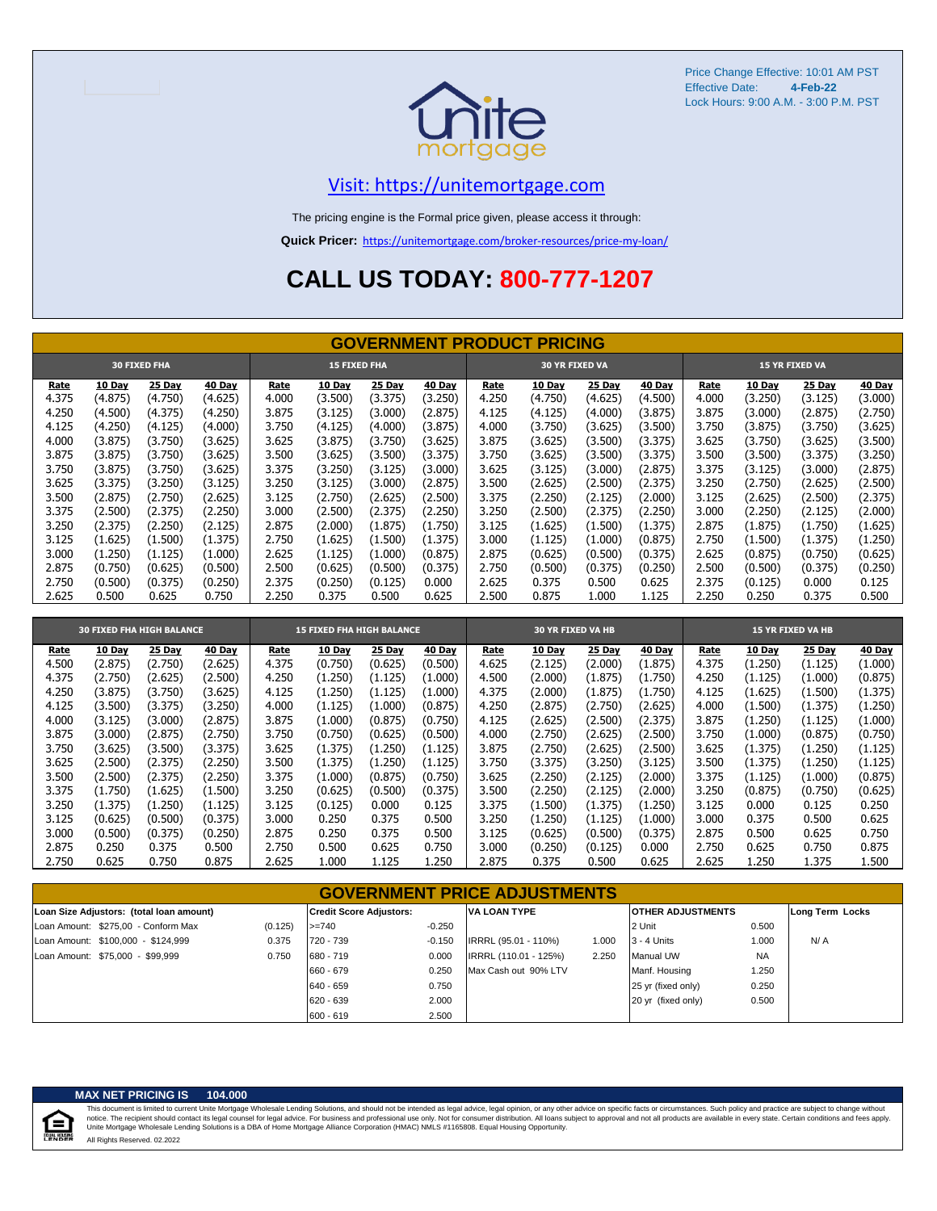Price Change Effective: 10:01 AM PST
Effective Date: **4-Feb-22**
Lock Hours: 9:00 A.M. - 3:00 P.M. PST

unite mortgage

Visit: https://unitemortgage.com

The pricing engine is the Formal price given, please access it through:

**Quick Pricer:** https://unitemortgage.com/broker-resources/price-my-loan/

# CALL US TODAY: 800-777-1207

## GOVERNMENT PRODUCT PRICING

| 30 FIXED FHA | | | | 15 FIXED FHA | | | | 30 YR FIXED VA | | | | 15 YR FIXED VA | | | |
|---|---|---|---|---|---|---|---|---|---|---|---|---|---|---|---|
| Rate | 10 Day | 25 Day | 40 Day | Rate | 10 Day | 25 Day | 40 Day | Rate | 10 Day | 25 Day | 40 Day | Rate | 10 Day | 25 Day | 40 Day |
| 4.375 | (4.875) | (4.750) | (4.625) | 4.000 | (3.500) | (3.375) | (3.250) | 4.250 | (4.750) | (4.625) | (4.500) | 4.000 | (3.250) | (3.125) | (3.000) |
| 4.250 | (4.500) | (4.375) | (4.250) | 3.875 | (3.125) | (3.000) | (2.875) | 4.125 | (4.125) | (4.000) | (3.875) | 3.875 | (3.000) | (2.875) | (2.750) |
| 4.125 | (4.250) | (4.125) | (4.000) | 3.750 | (4.125) | (4.000) | (3.875) | 4.000 | (3.750) | (3.625) | (3.500) | 3.750 | (3.875) | (3.750) | (3.625) |
| 4.000 | (3.875) | (3.750) | (3.625) | 3.625 | (3.875) | (3.750) | (3.625) | 3.875 | (3.625) | (3.500) | (3.375) | 3.625 | (3.750) | (3.625) | (3.500) |
| 3.875 | (3.875) | (3.750) | (3.625) | 3.500 | (3.625) | (3.500) | (3.375) | 3.750 | (3.625) | (3.500) | (3.375) | 3.500 | (3.500) | (3.375) | (3.250) |
| 3.750 | (3.875) | (3.750) | (3.625) | 3.375 | (3.250) | (3.125) | (3.000) | 3.625 | (3.125) | (3.000) | (2.875) | 3.375 | (3.125) | (3.000) | (2.875) |
| 3.625 | (3.375) | (3.250) | (3.125) | 3.250 | (3.125) | (3.000) | (2.875) | 3.500 | (2.625) | (2.500) | (2.375) | 3.250 | (2.750) | (2.625) | (2.500) |
| 3.500 | (2.875) | (2.750) | (2.625) | 3.125 | (2.750) | (2.625) | (2.500) | 3.375 | (2.250) | (2.125) | (2.000) | 3.125 | (2.625) | (2.500) | (2.375) |
| 3.375 | (2.500) | (2.375) | (2.250) | 3.000 | (2.500) | (2.375) | (2.250) | 3.250 | (2.500) | (2.375) | (2.250) | 3.000 | (2.250) | (2.125) | (2.000) |
| 3.250 | (2.375) | (2.250) | (2.125) | 2.875 | (2.000) | (1.875) | (1.750) | 3.125 | (1.625) | (1.500) | (1.375) | 2.875 | (1.875) | (1.750) | (1.625) |
| 3.125 | (1.625) | (1.500) | (1.375) | 2.750 | (1.625) | (1.500) | (1.375) | 3.000 | (1.125) | (1.000) | (0.875) | 2.750 | (1.500) | (1.375) | (1.250) |
| 3.000 | (1.250) | (1.125) | (1.000) | 2.625 | (1.125) | (1.000) | (0.875) | 2.875 | (0.625) | (0.500) | (0.375) | 2.625 | (0.875) | (0.750) | (0.625) |
| 2.875 | (0.750) | (0.625) | (0.500) | 2.500 | (0.625) | (0.500) | (0.375) | 2.750 | (0.500) | (0.375) | (0.250) | 2.500 | (0.500) | (0.375) | (0.250) |
| 2.750 | (0.500) | (0.375) | (0.250) | 2.375 | (0.250) | (0.125) | 0.000 | 2.625 | 0.375 | 0.500 | 0.625 | 2.375 | (0.125) | 0.000 | 0.125 |
| 2.625 | 0.500 | 0.625 | 0.750 | 2.250 | 0.375 | 0.500 | 0.625 | 2.500 | 0.875 | 1.000 | 1.125 | 2.250 | 0.250 | 0.375 | 0.500 |

| 30 FIXED FHA HIGH BALANCE | | | | 15 FIXED FHA HIGH BALANCE | | | | 30 YR FIXED VA HB | | | | 15 YR FIXED VA HB | | | |
|---|---|---|---|---|---|---|---|---|---|---|---|---|---|---|---|
| Rate | 10 Day | 25 Day | 40 Day | Rate | 10 Day | 25 Day | 40 Day | Rate | 10 Day | 25 Day | 40 Day | Rate | 10 Day | 25 Day | 40 Day |
| 4.500 | (2.875) | (2.750) | (2.625) | 4.375 | (0.750) | (0.625) | (0.500) | 4.625 | (2.125) | (2.000) | (1.875) | 4.375 | (1.250) | (1.125) | (1.000) |
| 4.375 | (2.750) | (2.625) | (2.500) | 4.250 | (1.250) | (1.125) | (1.000) | 4.500 | (2.000) | (1.875) | (1.750) | 4.250 | (1.125) | (1.000) | (0.875) |
| 4.250 | (3.875) | (3.750) | (3.625) | 4.125 | (1.250) | (1.125) | (1.000) | 4.375 | (2.000) | (1.875) | (1.750) | 4.125 | (1.625) | (1.500) | (1.375) |
| 4.125 | (3.500) | (3.375) | (3.250) | 4.000 | (1.125) | (1.000) | (0.875) | 4.250 | (2.875) | (2.750) | (2.625) | 4.000 | (1.500) | (1.375) | (1.250) |
| 4.000 | (3.125) | (3.000) | (2.875) | 3.875 | (1.000) | (0.875) | (0.750) | 4.125 | (2.625) | (2.500) | (2.375) | 3.875 | (1.250) | (1.125) | (1.000) |
| 3.875 | (3.000) | (2.875) | (2.750) | 3.750 | (0.750) | (0.625) | (0.500) | 4.000 | (2.750) | (2.625) | (2.500) | 3.750 | (1.000) | (0.875) | (0.750) |
| 3.750 | (3.625) | (3.500) | (3.375) | 3.625 | (1.375) | (1.250) | (1.125) | 3.875 | (2.750) | (2.625) | (2.500) | 3.625 | (1.375) | (1.250) | (1.125) |
| 3.625 | (2.500) | (2.375) | (2.250) | 3.500 | (1.375) | (1.250) | (1.125) | 3.750 | (3.375) | (3.250) | (3.125) | 3.500 | (1.375) | (1.250) | (1.125) |
| 3.500 | (2.500) | (2.375) | (2.250) | 3.375 | (1.000) | (0.875) | (0.750) | 3.625 | (2.250) | (2.125) | (2.000) | 3.375 | (1.125) | (1.000) | (0.875) |
| 3.375 | (1.750) | (1.625) | (1.500) | 3.250 | (0.625) | (0.500) | (0.375) | 3.500 | (2.250) | (2.125) | (2.000) | 3.250 | (0.875) | (0.750) | (0.625) |
| 3.250 | (1.375) | (1.250) | (1.125) | 3.125 | (0.125) | 0.000 | 0.125 | 3.375 | (1.500) | (1.375) | (1.250) | 3.125 | 0.000 | 0.125 | 0.250 |
| 3.125 | (0.625) | (0.500) | (0.375) | 3.000 | 0.250 | 0.375 | 0.500 | 3.250 | (1.250) | (1.125) | (1.000) | 3.000 | 0.375 | 0.500 | 0.625 |
| 3.000 | (0.500) | (0.375) | (0.250) | 2.875 | 0.250 | 0.375 | 0.500 | 3.125 | (0.625) | (0.500) | (0.375) | 2.875 | 0.500 | 0.625 | 0.750 |
| 2.875 | 0.250 | 0.375 | 0.500 | 2.750 | 0.500 | 0.625 | 0.750 | 3.000 | (0.250) | (0.125) | 0.000 | 2.750 | 0.625 | 0.750 | 0.875 |
| 2.750 | 0.625 | 0.750 | 0.875 | 2.625 | 1.000 | 1.125 | 1.250 | 2.875 | 0.375 | 0.500 | 0.625 | 2.625 | 1.250 | 1.375 | 1.500 |

## GOVERNMENT PRICE ADJUSTMENTS

| Loan Size Adjustors: (total loan amount) | | Credit Score Adjustors: | | VA LOAN TYPE | | OTHER ADJUSTMENTS | | Long Term Locks |
|---|---|---|---|---|---|---|---|---|
| Loan Amount: $275,00 - Conform Max | (0.125) | >=740 | -0.250 | | | 2 Unit | 0.500 | |
| Loan Amount: $100,000 - $124,999 | 0.375 | 720 - 739 | -0.150 | IRRRL (95.01 - 110%) | 1.000 | 3 - 4 Units | 1.000 | N/ A |
| Loan Amount: $75,000 - $99,999 | 0.750 | 680 - 719 | 0.000 | IRRRL (110.01 - 125%) | 2.250 | Manual UW | NA | |
| | | 660 - 679 | 0.250 | Max Cash out 90% LTV | | Manf. Housing | 1.250 | |
| | | 640 - 659 | 0.750 | | | 25 yr (fixed only) | 0.250 | |
| | | 620 - 639 | 2.000 | | | 20 yr (fixed only) | 0.500 | |
| | | 600 - 619 | 2.500 | | | | | |

**MAX NET PRICING IS 104.000**

This document is limited to current Unite Mortgage Wholesale Lending Solutions, and should not be intended as legal advice, legal opinion, or any other advice on specific facts or circumstances. Such policy and practice are subject to change without notice. The recipient should contact its legal counsel for legal advice. For business and professional use only. Not for consumer distribution. All loans subject to approval and not all products are available in every state. Certain conditions and fees apply. Unite Mortgage Wholesale Lending Solutions is a DBA of Home Mortgage Alliance Corporation (HMAC) NMLS #1165808. Equal Housing Opportunity.

All Rights Reserved. 02.2022